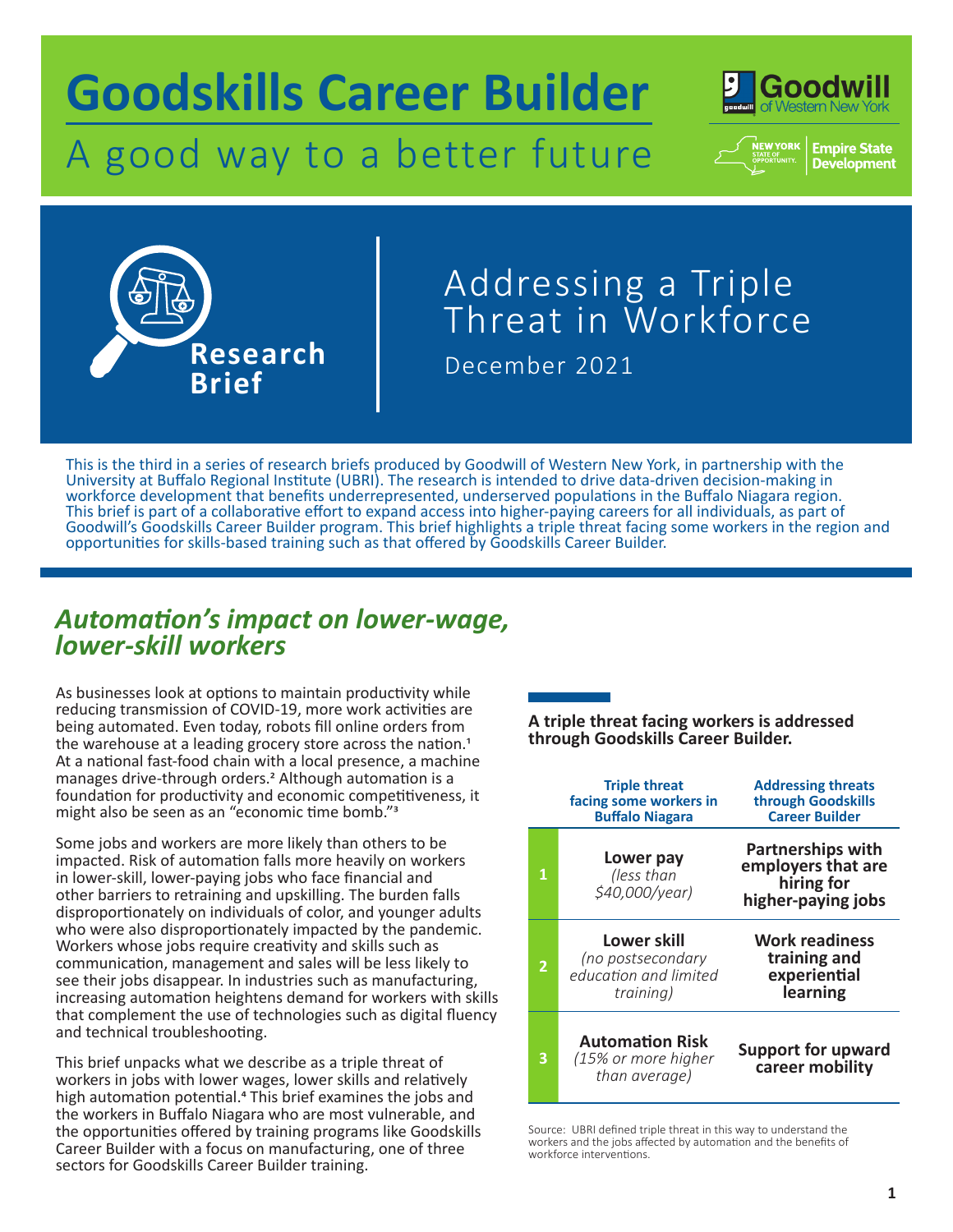# Goodskills Career Builder

A good way to a better future

Goodwill of Western New York

NEW YORK STATE OF OPPORTUNITY. | Empire State Development

Research Brief

## Addressing a Triple Threat in Workforce

December 2021

This is the third in a series of research briefs produced by Goodwill of Western New York, in partnership with the University at Buffalo Regional Institute (UBRI). The research is intended to drive data-driven decision-making in workforce development that benefits underrepresented, underserved populations in the Buffalo Niagara region. This brief is part of a collaborative effort to expand access into higher-paying careers for all individuals, as part of Goodwill's Goodskills Career Builder program. This brief highlights a triple threat facing some workers in the region and opportunities for skills-based training such as that offered by Goodskills Career Builder.

## *Automation's impact on lower-wage, lower-skill workers*

As businesses look at options to maintain productivity while reducing transmission of COVID-19, more work activities are being automated. Even today, robots fill online orders from the warehouse at a leading grocery store across the nation.[1] At a national fast-food chain with a local presence, a machine manages drive-through orders.[2] Although automation is a foundation for productivity and economic competitiveness, it might also be seen as an "economic time bomb."[3]

Some jobs and workers are more likely than others to be impacted. Risk of automation falls more heavily on workers in lower-skill, lower-paying jobs who face financial and other barriers to retraining and upskilling. The burden falls disproportionately on individuals of color, and younger adults who were also disproportionately impacted by the pandemic. Workers whose jobs require creativity and skills such as communication, management and sales will be less likely to see their jobs disappear. In industries such as manufacturing, increasing automation heightens demand for workers with skills that complement the use of technologies such as digital fluency and technical troubleshooting.

This brief unpacks what we describe as a triple threat of workers in jobs with lower wages, lower skills and relatively high automation potential.[4] This brief examines the jobs and the workers in Buffalo Niagara who are most vulnerable, and the opportunities offered by training programs like Goodskills Career Builder with a focus on manufacturing, one of three sectors for Goodskills Career Builder training.

**A triple threat facing workers is addressed through Goodskills Career Builder.**

| | Triple threat facing some workers in Buffalo Niagara | Addressing threats through Goodskills Career Builder |
|---|---|---|
| 1 | **Lower pay** *(less than $40,000/year)* | **Partnerships with employers that are hiring for higher-paying jobs** |
| 2 | **Lower skill** *(no postsecondary education and limited training)* | **Work readiness training and experiential learning** |
| 3 | **Automation Risk** *(15% or more higher than average)* | **Support for upward career mobility** |

Source: UBRI defined triple threat in this way to understand the workers and the jobs affected by automation and the benefits of workforce interventions.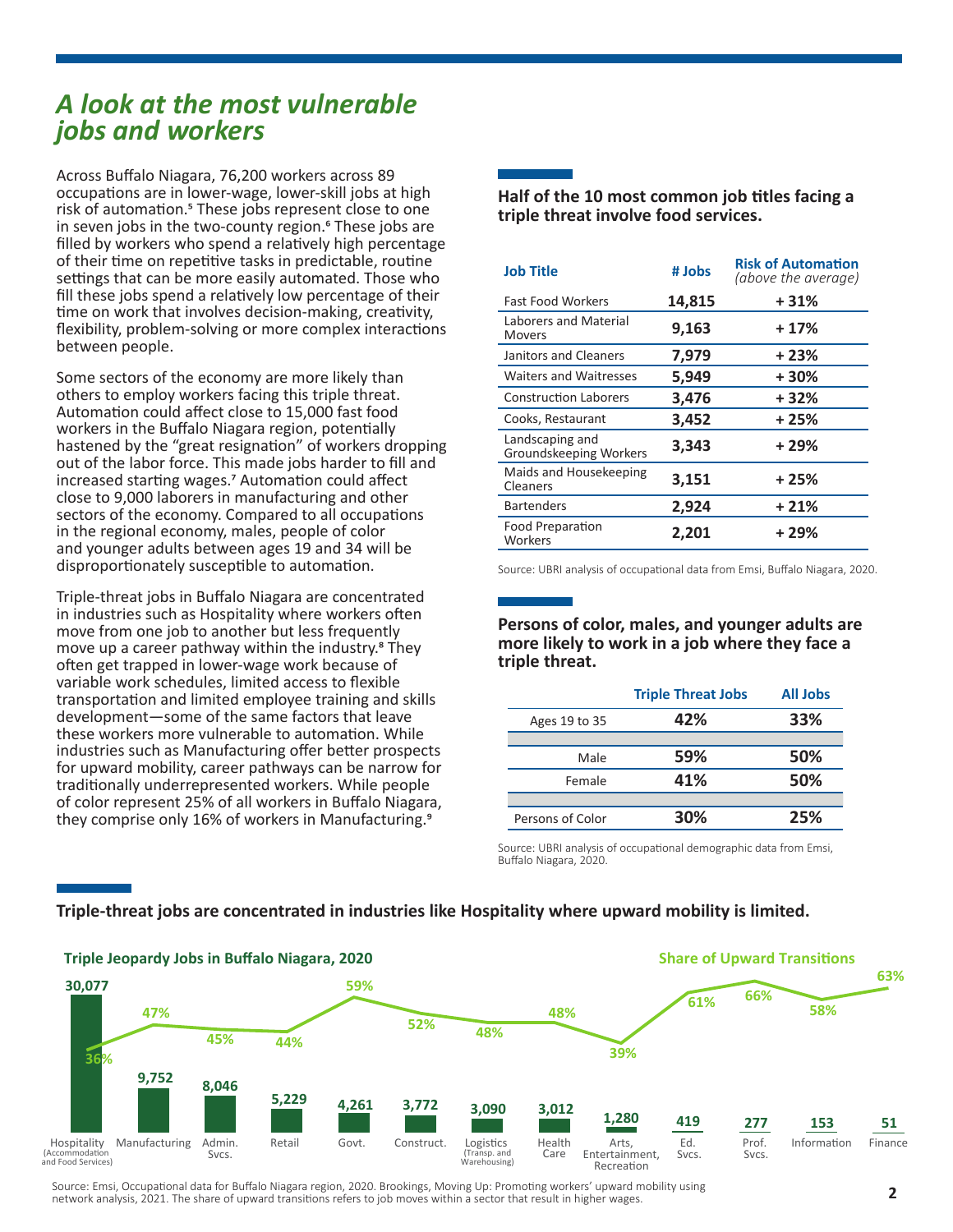# A look at the most vulnerable jobs and workers

Across Buffalo Niagara, 76,200 workers across 89 occupations are in lower-wage, lower-skill jobs at high risk of automation.[5] These jobs represent close to one in seven jobs in the two-county region.[6] These jobs are filled by workers who spend a relatively high percentage of their time on repetitive tasks in predictable, routine settings that can be more easily automated. Those who fill these jobs spend a relatively low percentage of their time on work that involves decision-making, creativity, flexibility, problem-solving or more complex interactions between people.

Some sectors of the economy are more likely than others to employ workers facing this triple threat. Automation could affect close to 15,000 fast food workers in the Buffalo Niagara region, potentially hastened by the "great resignation" of workers dropping out of the labor force. This made jobs harder to fill and increased starting wages.[7] Automation could affect close to 9,000 laborers in manufacturing and other sectors of the economy. Compared to all occupations in the regional economy, males, people of color and younger adults between ages 19 and 34 will be disproportionately susceptible to automation.

Triple-threat jobs in Buffalo Niagara are concentrated in industries such as Hospitality where workers often move from one job to another but less frequently move up a career pathway within the industry.[8] They often get trapped in lower-wage work because of variable work schedules, limited access to flexible transportation and limited employee training and skills development—some of the same factors that leave these workers more vulnerable to automation. While industries such as Manufacturing offer better prospects for upward mobility, career pathways can be narrow for traditionally underrepresented workers. While people of color represent 25% of all workers in Buffalo Niagara, they comprise only 16% of workers in Manufacturing.[9]

**Half of the 10 most common job titles facing a triple threat involve food services.**

| Job Title | # Jobs | Risk of Automation *(above the average)* |
|---|---|---|
| Fast Food Workers | 14,815 | + 31% |
| Laborers and Material Movers | 9,163 | + 17% |
| Janitors and Cleaners | 7,979 | + 23% |
| Waiters and Waitresses | 5,949 | + 30% |
| Construction Laborers | 3,476 | + 32% |
| Cooks, Restaurant | 3,452 | + 25% |
| Landscaping and Groundskeeping Workers | 3,343 | + 29% |
| Maids and Housekeeping Cleaners | 3,151 | + 25% |
| Bartenders | 2,924 | + 21% |
| Food Preparation Workers | 2,201 | + 29% |

Source: UBRI analysis of occupational data from Emsi, Buffalo Niagara, 2020.

**Persons of color, males, and younger adults are more likely to work in a job where they face a triple threat.**

| | Triple Threat Jobs | All Jobs |
|---|---|---|
| Ages 19 to 35 | 42% | 33% |
| Male | 59% | 50% |
| Female | 41% | 50% |
| Persons of Color | 30% | 25% |

Source: UBRI analysis of occupational demographic data from Emsi, Buffalo Niagara, 2020.

**Triple-threat jobs are concentrated in industries like Hospitality where upward mobility is limited.**

| Industry | Triple Jeopardy Jobs in Buffalo Niagara, 2020 | Share of Upward Transitions |
|---|---|---|
| Hospitality (Accommodation and Food Services) | 30,077 | 36% |
| Manufacturing | 9,752 | 47% |
| Admin. Svcs. | 8,046 | 45% |
| Retail | 5,229 | 44% |
| Govt. | 4,261 | 59% |
| Construct. | 3,772 | 52% |
| Logistics (Transp. and Warehousing) | 3,090 | 48% |
| Health Care | 3,012 | 48% |
| Arts, Entertainment, Recreation | 1,280 | 39% |
| Ed. Svcs. | 419 | 61% |
| Prof. Svcs. | 277 | 66% |
| Information | 153 | 58% |
| Finance | 51 | 63% |

Source: Emsi, Occupational data for Buffalo Niagara region, 2020. Brookings, Moving Up: Promoting workers' upward mobility using network analysis, 2021. The share of upward transitions refers to job moves within a sector that result in higher wages.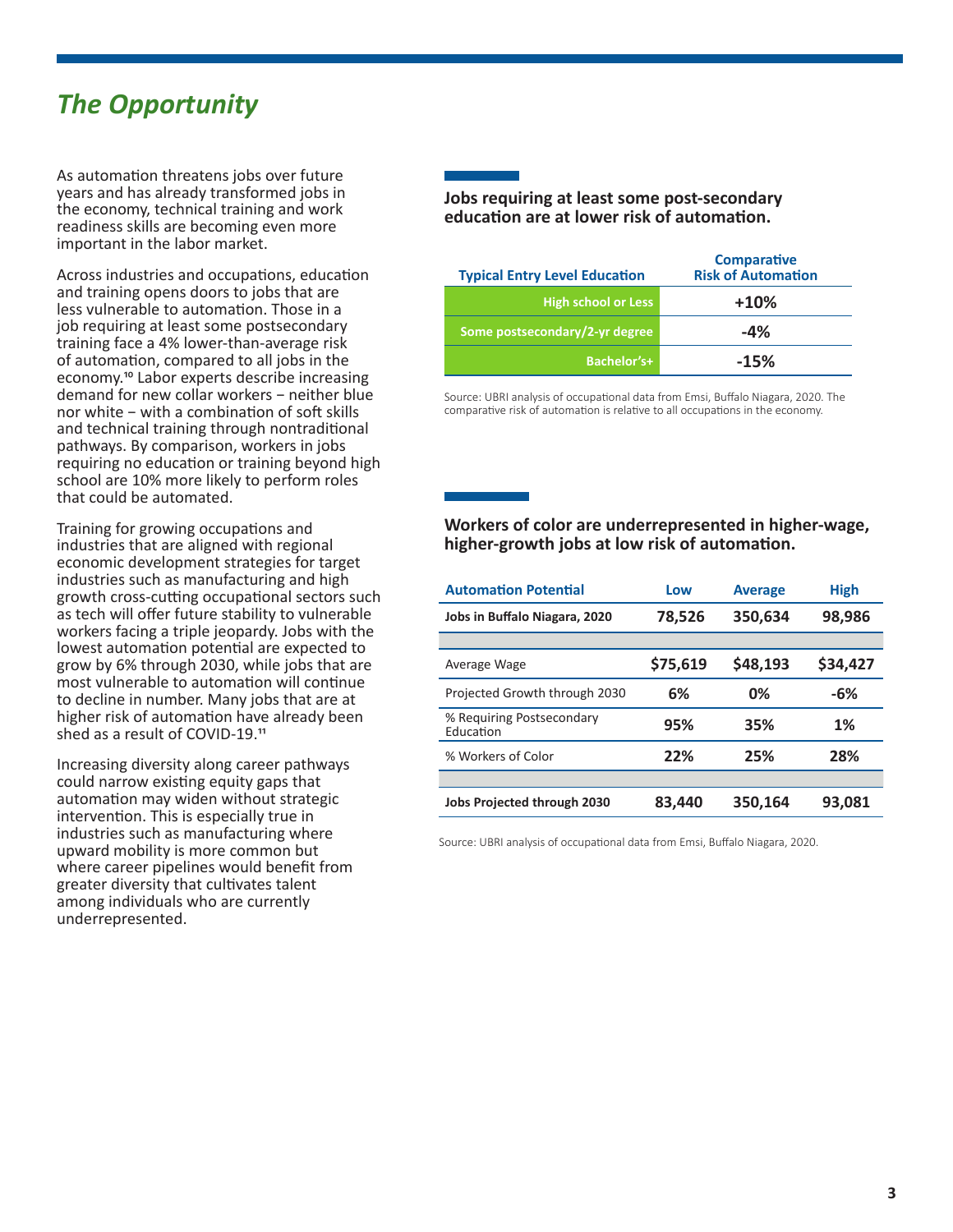## *The Opportunity*

As automation threatens jobs over future years and has already transformed jobs in the economy, technical training and work readiness skills are becoming even more important in the labor market.

Across industries and occupations, education and training opens doors to jobs that are less vulnerable to automation. Those in a job requiring at least some postsecondary training face a 4% lower-than-average risk of automation, compared to all jobs in the economy.[10] Labor experts describe increasing demand for new collar workers – neither blue nor white – with a combination of soft skills and technical training through nontraditional pathways. By comparison, workers in jobs requiring no education or training beyond high school are 10% more likely to perform roles that could be automated.

Training for growing occupations and industries that are aligned with regional economic development strategies for target industries such as manufacturing and high growth cross-cutting occupational sectors such as tech will offer future stability to vulnerable workers facing a triple jeopardy. Jobs with the lowest automation potential are expected to grow by 6% through 2030, while jobs that are most vulnerable to automation will continue to decline in number. Many jobs that are at higher risk of automation have already been shed as a result of COVID-19.[11]

Increasing diversity along career pathways could narrow existing equity gaps that automation may widen without strategic intervention. This is especially true in industries such as manufacturing where upward mobility is more common but where career pipelines would benefit from greater diversity that cultivates talent among individuals who are currently underrepresented.

**Jobs requiring at least some post-secondary education are at lower risk of automation.**

| Typical Entry Level Education | Comparative Risk of Automation |
|---|---|
| High school or Less | +10% |
| Some postsecondary/2-yr degree | -4% |
| Bachelor's+ | -15% |

Source: UBRI analysis of occupational data from Emsi, Buffalo Niagara, 2020. The comparative risk of automation is relative to all occupations in the economy.

**Workers of color are underrepresented in higher-wage, higher-growth jobs at low risk of automation.**

| Automation Potential | Low | Average | High |
|---|---|---|---|
| **Jobs in Buffalo Niagara, 2020** | 78,526 | 350,634 | 98,986 |
| Average Wage | $75,619 | $48,193 | $34,427 |
| Projected Growth through 2030 | 6% | 0% | -6% |
| % Requiring Postsecondary Education | 95% | 35% | 1% |
| % Workers of Color | 22% | 25% | 28% |
| **Jobs Projected through 2030** | 83,440 | 350,164 | 93,081 |

Source: UBRI analysis of occupational data from Emsi, Buffalo Niagara, 2020.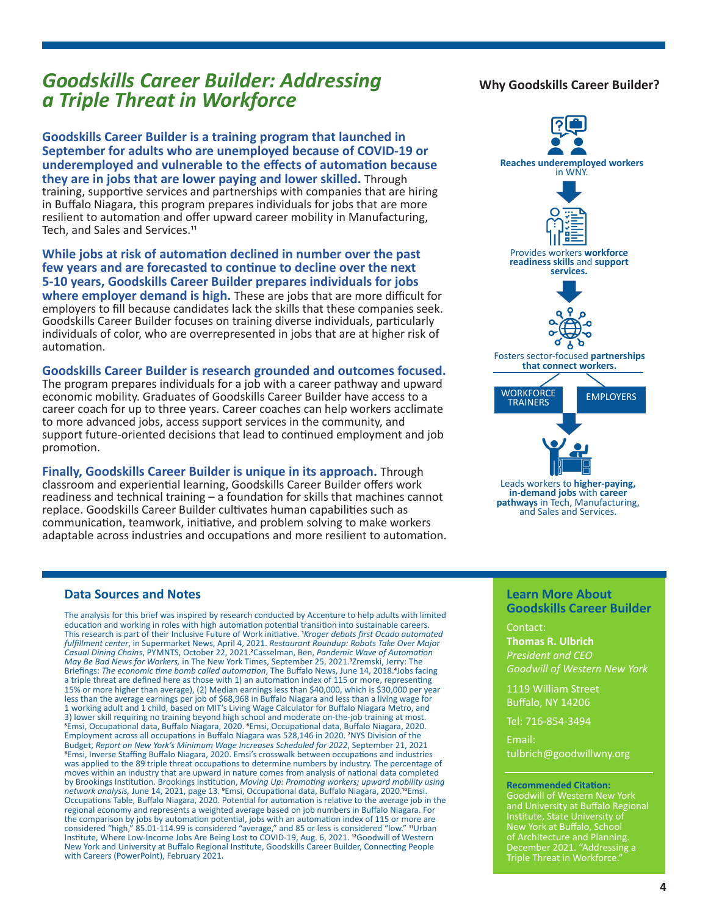## *Goodskills Career Builder: Addressing a Triple Threat in Workforce*

**Goodskills Career Builder is a training program that launched in September for adults who are unemployed because of COVID-19 or underemployed and vulnerable to the effects of automation because they are in jobs that are lower paying and lower skilled.** Through training, supportive services and partnerships with companies that are hiring in Buffalo Niagara, this program prepares individuals for jobs that are more resilient to automation and offer upward career mobility in Manufacturing, Tech, and Sales and Services.[11]

**While jobs at risk of automation declined in number over the past few years and are forecasted to continue to decline over the next 5-10 years, Goodskills Career Builder prepares individuals for jobs where employer demand is high.** These are jobs that are more difficult for employers to fill because candidates lack the skills that these companies seek. Goodskills Career Builder focuses on training diverse individuals, particularly individuals of color, who are overrepresented in jobs that are at higher risk of automation.

**Goodskills Career Builder is research grounded and outcomes focused.** The program prepares individuals for a job with a career pathway and upward economic mobility. Graduates of Goodskills Career Builder have access to a career coach for up to three years. Career coaches can help workers acclimate to more advanced jobs, access support services in the community, and support future-oriented decisions that lead to continued employment and job promotion.

**Finally, Goodskills Career Builder is unique in its approach.** Through classroom and experiential learning, Goodskills Career Builder offers work readiness and technical training – a foundation for skills that machines cannot replace. Goodskills Career Builder cultivates human capabilities such as communication, teamwork, initiative, and problem solving to make workers adaptable across industries and occupations and more resilient to automation.

### Why Goodskills Career Builder?

**Reaches underemployed workers** in WNY.

Provides workers **workforce readiness skills** and **support services.**

Fosters sector-focused **partnerships that connect workers.**

WORKFORCE TRAINERS

EMPLOYERS

Leads workers to **higher-paying, in-demand jobs** with **career pathways** in Tech, Manufacturing, and Sales and Services.

### Data Sources and Notes

The analysis for this brief was inspired by research conducted by Accenture to help adults with limited education and working in roles with high automation potential transition into sustainable careers. This research is part of their Inclusive Future of Work initiative. [1]*Kroger debuts first Ocado automated fulfillment center*, in Supermarket News, April 4, 2021. *Restaurant Roundup: Robots Take Over Major Casual Dining Chains*, PYMNTS, October 22, 2021.[2]Casselman, Ben, *Pandemic Wave of Automation May Be Bad News for Workers,* in The New York Times, September 25, 2021.[3]Zremski, Jerry: The Briefings: *The economic time bomb called automation*, The Buffalo News, June 14, 2018.[4]Jobs facing a triple threat are defined here as those with 1) an automation index of 115 or more, representing 15% or more higher than average), (2) Median earnings less than $40,000, which is $30,000 per year less than the average earnings per job of $68,968 in Buffalo Niagara and less than a living wage for 1 working adult and 1 child, based on MIT's Living Wage Calculator for Buffalo Niagara Metro, and 3) lower skill requiring no training beyond high school and moderate on-the-job training at most. [5]Emsi, Occupational data, Buffalo Niagara, 2020. [6]Emsi, Occupational data, Buffalo Niagara, 2020. Employment across all occupations in Buffalo Niagara was 528,146 in 2020. [7]NYS Division of the Budget, *Report on New York's Minimum Wage Increases Scheduled for 2022*, September 21, 2021 [8]Emsi, Inverse Staffing Buffalo Niagara, 2020. Emsi's crosswalk between occupations and industries was applied to the 89 triple threat occupations to determine numbers by industry. The percentage of moves within an industry that are upward in nature comes from analysis of national data completed by Brookings Institution. Brookings Institution, *Moving Up: Promoting workers; upward mobility using network analysis,* June 14, 2021, page 13. [9]Emsi, Occupational data, Buffalo Niagara, 2020.[10]Emsi. Occupations Table, Buffalo Niagara, 2020. Potential for automation is relative to the average job in the regional economy and represents a weighted average based on job numbers in Buffalo Niagara. For the comparison by jobs by automation potential, jobs with an automation index of 115 or more are considered "high," 85.01-114.99 is considered "average," and 85 or less is considered "low." [11]Urban Institute, Where Low-Income Jobs Are Being Lost to COVID-19, Aug. 6, 2021. [12]Goodwill of Western New York and University at Buffalo Regional Institute, Goodskills Career Builder, Connecting People with Careers (PowerPoint), February 2021.

### Learn More About Goodskills Career Builder

Contact:
**Thomas R. Ulbrich**
*President and CEO*
*Goodwill of Western New York*

1119 William Street
Buffalo, NY 14206

Tel: 716-854-3494

Email:
tulbrich@goodwillwny.org

**Recommended Citation:**
Goodwill of Western New York and University at Buffalo Regional Institute, State University of New York at Buffalo, School of Architecture and Planning. December 2021. "Addressing a Triple Threat in Workforce."